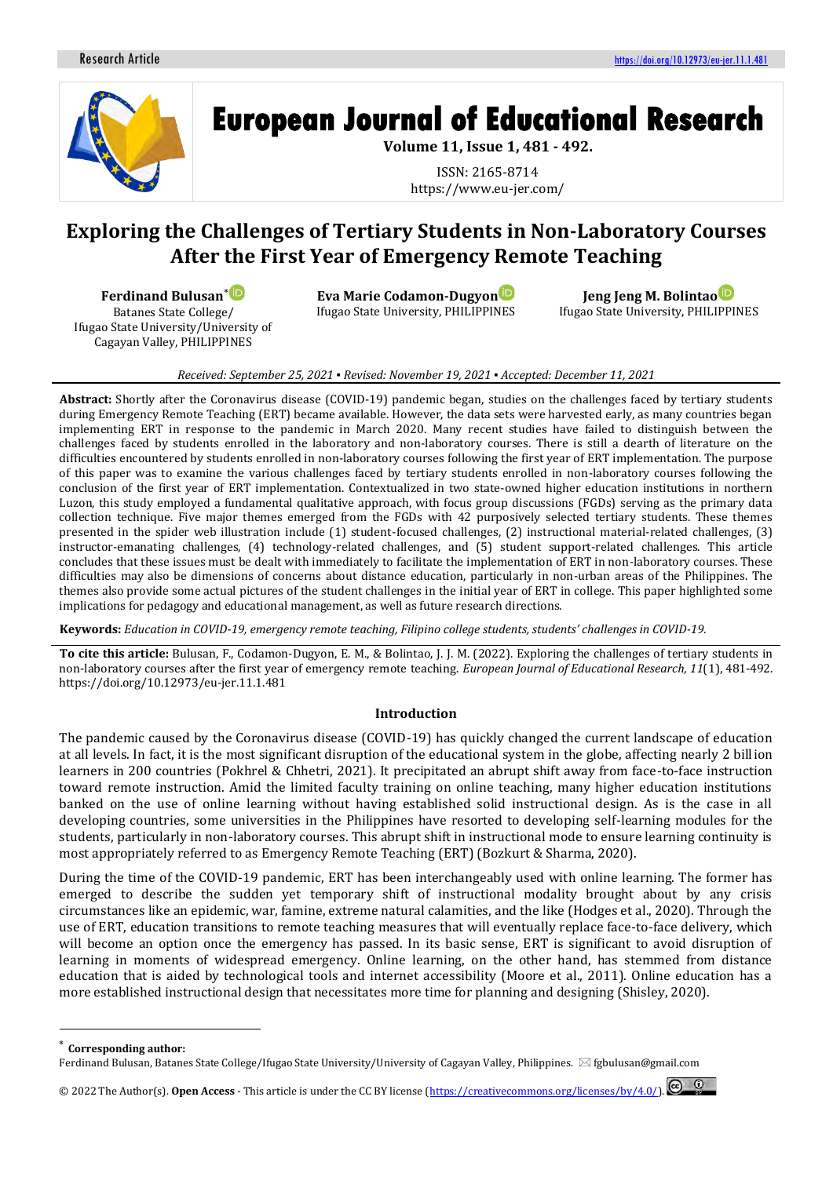# Exploring the Challenges of Tertiary Students in Non-Laboratory Courses After the First Year of Emergency Remote Teaching

**Ferdinand Bulusan***
Batanes State College/
Ifugao State University/University of Cagayan Valley, PHILIPPINES

**Eva Marie Codamon-Dugyon**
Ifugao State University, PHILIPPINES

**Jeng Jeng M. Bolintao**
Ifugao State University, PHILIPPINES

*Received: September 25, 2021 ▪ Revised: November 19, 2021 ▪ Accepted: December 11, 2021*

**Abstract:** Shortly after the Coronavirus disease (COVID-19) pandemic began, studies on the challenges faced by tertiary students during Emergency Remote Teaching (ERT) became available. However, the data sets were harvested early, as many countries began implementing ERT in response to the pandemic in March 2020. Many recent studies have failed to distinguish between the challenges faced by students enrolled in the laboratory and non-laboratory courses. There is still a dearth of literature on the difficulties encountered by students enrolled in non-laboratory courses following the first year of ERT implementation. The purpose of this paper was to examine the various challenges faced by tertiary students enrolled in non-laboratory courses following the conclusion of the first year of ERT implementation. Contextualized in two state-owned higher education institutions in northern Luzon, this study employed a fundamental qualitative approach, with focus group discussions (FGDs) serving as the primary data collection technique. Five major themes emerged from the FGDs with 42 purposively selected tertiary students. These themes presented in the spider web illustration include (1) student-focused challenges, (2) instructional material-related challenges, (3) instructor-emanating challenges, (4) technology-related challenges, and (5) student support-related challenges. This article concludes that these issues must be dealt with immediately to facilitate the implementation of ERT in non-laboratory courses. These difficulties may also be dimensions of concerns about distance education, particularly in non-urban areas of the Philippines. The themes also provide some actual pictures of the student challenges in the initial year of ERT in college. This paper highlighted some implications for pedagogy and educational management, as well as future research directions.

**Keywords:** *Education in COVID-19, emergency remote teaching, Filipino college students, students' challenges in COVID-19.*

**To cite this article:** Bulusan, F., Codamon-Dugyon, E. M., & Bolintao, J. J. M. (2022). Exploring the challenges of tertiary students in non-laboratory courses after the first year of emergency remote teaching. *European Journal of Educational Research, 11*(1), 481-492. https://doi.org/10.12973/eu-jer.11.1.481

## Introduction

The pandemic caused by the Coronavirus disease (COVID-19) has quickly changed the current landscape of education at all levels. In fact, it is the most significant disruption of the educational system in the globe, affecting nearly 2 billion learners in 200 countries (Pokhrel & Chhetri, 2021). It precipitated an abrupt shift away from face-to-face instruction toward remote instruction. Amid the limited faculty training on online teaching, many higher education institutions banked on the use of online learning without having established solid instructional design. As is the case in all developing countries, some universities in the Philippines have resorted to developing self-learning modules for the students, particularly in non-laboratory courses. This abrupt shift in instructional mode to ensure learning continuity is most appropriately referred to as Emergency Remote Teaching (ERT) (Bozkurt & Sharma, 2020).

During the time of the COVID-19 pandemic, ERT has been interchangeably used with online learning. The former has emerged to describe the sudden yet temporary shift of instructional modality brought about by any crisis circumstances like an epidemic, war, famine, extreme natural calamities, and the like (Hodges et al., 2020). Through the use of ERT, education transitions to remote teaching measures that will eventually replace face-to-face delivery, which will become an option once the emergency has passed. In its basic sense, ERT is significant to avoid disruption of learning in moments of widespread emergency. Online learning, on the other hand, has stemmed from distance education that is aided by technological tools and internet accessibility (Moore et al., 2011). Online education has a more established instructional design that necessitates more time for planning and designing (Shisley, 2020).

---

\* **Corresponding author:**
Ferdinand Bulusan, Batanes State College/Ifugao State University/University of Cagayan Valley, Philippines. ✉ fgbulusan@gmail.com

© 2022 The Author(s). **Open Access** - This article is under the CC BY license (https://creativecommons.org/licenses/by/4.0/).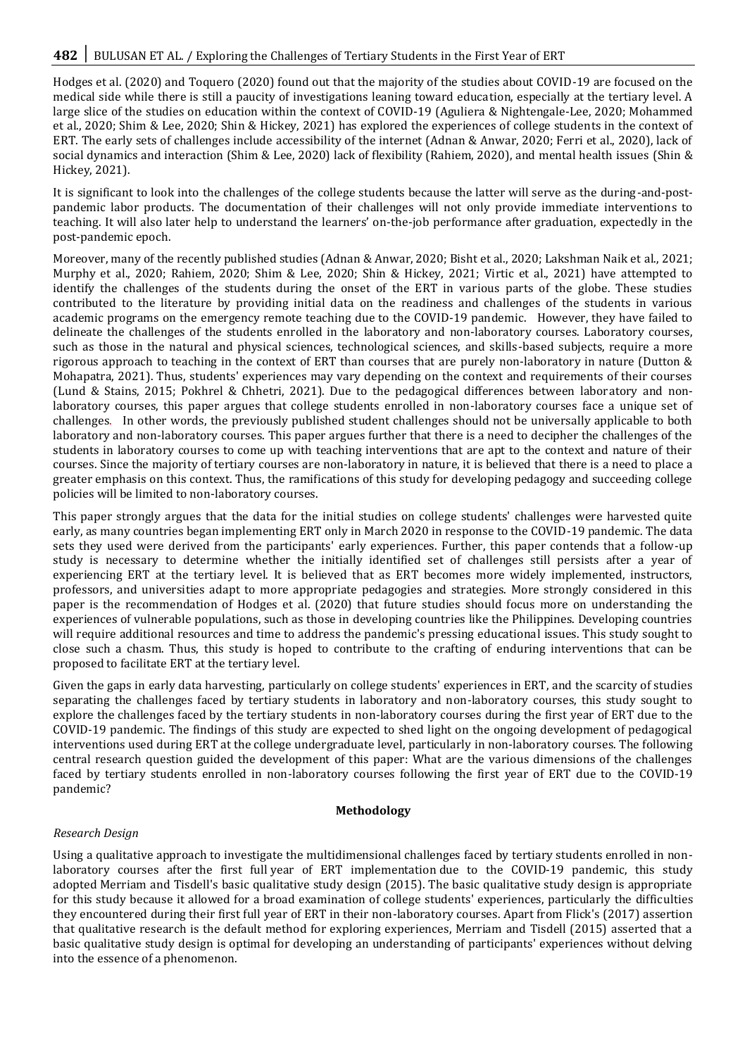Hodges et al. (2020) and Toquero (2020) found out that the majority of the studies about COVID-19 are focused on the medical side while there is still a paucity of investigations leaning toward education, especially at the tertiary level. A large slice of the studies on education within the context of COVID-19 (Aguliera & Nightengale-Lee, 2020; Mohammed et al., 2020; Shim & Lee, 2020; Shin & Hickey, 2021) has explored the experiences of college students in the context of ERT. The early sets of challenges include accessibility of the internet (Adnan & Anwar, 2020; Ferri et al., 2020), lack of social dynamics and interaction (Shim & Lee, 2020) lack of flexibility (Rahiem, 2020), and mental health issues (Shin & Hickey, 2021).

It is significant to look into the challenges of the college students because the latter will serve as the during-and-post-pandemic labor products. The documentation of their challenges will not only provide immediate interventions to teaching. It will also later help to understand the learners' on-the-job performance after graduation, expectedly in the post-pandemic epoch.

Moreover, many of the recently published studies (Adnan & Anwar, 2020; Bisht et al., 2020; Lakshman Naik et al., 2021; Murphy et al., 2020; Rahiem, 2020; Shim & Lee, 2020; Shin & Hickey, 2021; Virtic et al., 2021) have attempted to identify the challenges of the students during the onset of the ERT in various parts of the globe. These studies contributed to the literature by providing initial data on the readiness and challenges of the students in various academic programs on the emergency remote teaching due to the COVID-19 pandemic. However, they have failed to delineate the challenges of the students enrolled in the laboratory and non-laboratory courses. Laboratory courses, such as those in the natural and physical sciences, technological sciences, and skills-based subjects, require a more rigorous approach to teaching in the context of ERT than courses that are purely non-laboratory in nature (Dutton & Mohapatra, 2021). Thus, students' experiences may vary depending on the context and requirements of their courses (Lund & Stains, 2015; Pokhrel & Chhetri, 2021). Due to the pedagogical differences between laboratory and non-laboratory courses, this paper argues that college students enrolled in non-laboratory courses face a unique set of challenges. In other words, the previously published student challenges should not be universally applicable to both laboratory and non-laboratory courses. This paper argues further that there is a need to decipher the challenges of the students in laboratory courses to come up with teaching interventions that are apt to the context and nature of their courses. Since the majority of tertiary courses are non-laboratory in nature, it is believed that there is a need to place a greater emphasis on this context. Thus, the ramifications of this study for developing pedagogy and succeeding college policies will be limited to non-laboratory courses.

This paper strongly argues that the data for the initial studies on college students' challenges were harvested quite early, as many countries began implementing ERT only in March 2020 in response to the COVID-19 pandemic. The data sets they used were derived from the participants' early experiences. Further, this paper contends that a follow-up study is necessary to determine whether the initially identified set of challenges still persists after a year of experiencing ERT at the tertiary level. It is believed that as ERT becomes more widely implemented, instructors, professors, and universities adapt to more appropriate pedagogies and strategies. More strongly considered in this paper is the recommendation of Hodges et al. (2020) that future studies should focus more on understanding the experiences of vulnerable populations, such as those in developing countries like the Philippines. Developing countries will require additional resources and time to address the pandemic's pressing educational issues. This study sought to close such a chasm. Thus, this study is hoped to contribute to the crafting of enduring interventions that can be proposed to facilitate ERT at the tertiary level.

Given the gaps in early data harvesting, particularly on college students' experiences in ERT, and the scarcity of studies separating the challenges faced by tertiary students in laboratory and non-laboratory courses, this study sought to explore the challenges faced by the tertiary students in non-laboratory courses during the first year of ERT due to the COVID-19 pandemic. The findings of this study are expected to shed light on the ongoing development of pedagogical interventions used during ERT at the college undergraduate level, particularly in non-laboratory courses. The following central research question guided the development of this paper: What are the various dimensions of the challenges faced by tertiary students enrolled in non-laboratory courses following the first year of ERT due to the COVID-19 pandemic?

## Methodology

### *Research Design*

Using a qualitative approach to investigate the multidimensional challenges faced by tertiary students enrolled in non-laboratory courses after the first full year of ERT implementation due to the COVID-19 pandemic, this study adopted Merriam and Tisdell's basic qualitative study design (2015). The basic qualitative study design is appropriate for this study because it allowed for a broad examination of college students' experiences, particularly the difficulties they encountered during their first full year of ERT in their non-laboratory courses. Apart from Flick's (2017) assertion that qualitative research is the default method for exploring experiences, Merriam and Tisdell (2015) asserted that a basic qualitative study design is optimal for developing an understanding of participants' experiences without delving into the essence of a phenomenon.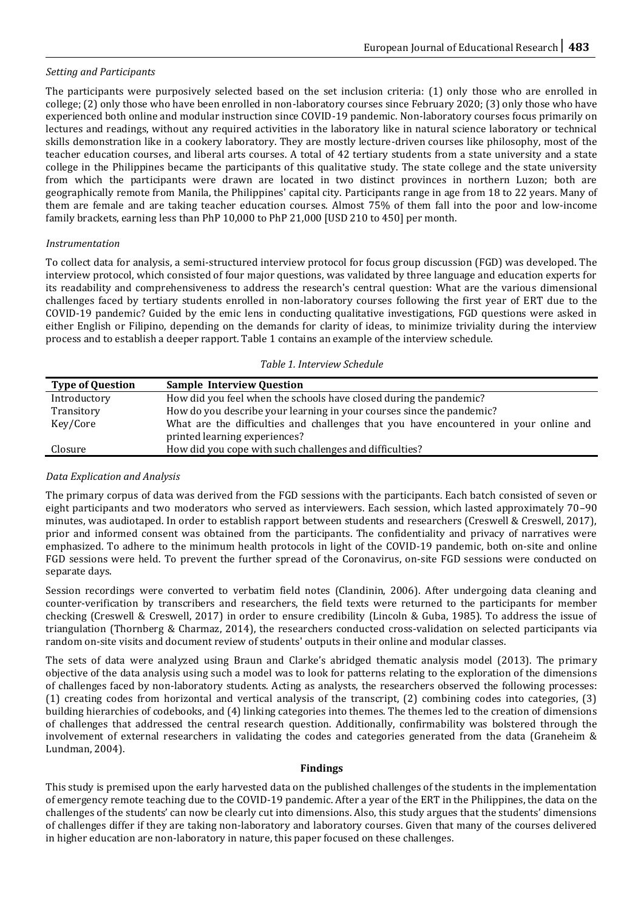*Setting and Participants*

The participants were purposively selected based on the set inclusion criteria: (1) only those who are enrolled in college; (2) only those who have been enrolled in non-laboratory courses since February 2020; (3) only those who have experienced both online and modular instruction since COVID-19 pandemic. Non-laboratory courses focus primarily on lectures and readings, without any required activities in the laboratory like in natural science laboratory or technical skills demonstration like in a cookery laboratory. They are mostly lecture-driven courses like philosophy, most of the teacher education courses, and liberal arts courses. A total of 42 tertiary students from a state university and a state college in the Philippines became the participants of this qualitative study. The state college and the state university from which the participants were drawn are located in two distinct provinces in northern Luzon; both are geographically remote from Manila, the Philippines' capital city. Participants range in age from 18 to 22 years. Many of them are female and are taking teacher education courses. Almost 75% of them fall into the poor and low-income family brackets, earning less than PhP 10,000 to PhP 21,000 [USD 210 to 450] per month.

*Instrumentation*

To collect data for analysis, a semi-structured interview protocol for focus group discussion (FGD) was developed. The interview protocol, which consisted of four major questions, was validated by three language and education experts for its readability and comprehensiveness to address the research's central question: What are the various dimensional challenges faced by tertiary students enrolled in non-laboratory courses following the first year of ERT due to the COVID-19 pandemic? Guided by the emic lens in conducting qualitative investigations, FGD questions were asked in either English or Filipino, depending on the demands for clarity of ideas, to minimize triviality during the interview process and to establish a deeper rapport. Table 1 contains an example of the interview schedule.

*Table 1. Interview Schedule*

| Type of Question | Sample Interview Question |
|---|---|
| Introductory | How did you feel when the schools have closed during the pandemic? |
| Transitory | How do you describe your learning in your courses since the pandemic? |
| Key/Core | What are the difficulties and challenges that you have encountered in your online and printed learning experiences? |
| Closure | How did you cope with such challenges and difficulties? |

*Data Explication and Analysis*

The primary corpus of data was derived from the FGD sessions with the participants. Each batch consisted of seven or eight participants and two moderators who served as interviewers. Each session, which lasted approximately 70–90 minutes, was audiotaped. In order to establish rapport between students and researchers (Creswell & Creswell, 2017), prior and informed consent was obtained from the participants. The confidentiality and privacy of narratives were emphasized. To adhere to the minimum health protocols in light of the COVID-19 pandemic, both on-site and online FGD sessions were held. To prevent the further spread of the Coronavirus, on-site FGD sessions were conducted on separate days.

Session recordings were converted to verbatim field notes (Clandinin, 2006). After undergoing data cleaning and counter-verification by transcribers and researchers, the field texts were returned to the participants for member checking (Creswell & Creswell, 2017) in order to ensure credibility (Lincoln & Guba, 1985). To address the issue of triangulation (Thornberg & Charmaz, 2014), the researchers conducted cross-validation on selected participants via random on-site visits and document review of students' outputs in their online and modular classes.

The sets of data were analyzed using Braun and Clarke's abridged thematic analysis model (2013). The primary objective of the data analysis using such a model was to look for patterns relating to the exploration of the dimensions of challenges faced by non-laboratory students. Acting as analysts, the researchers observed the following processes: (1) creating codes from horizontal and vertical analysis of the transcript, (2) combining codes into categories, (3) building hierarchies of codebooks, and (4) linking categories into themes. The themes led to the creation of dimensions of challenges that addressed the central research question. Additionally, confirmability was bolstered through the involvement of external researchers in validating the codes and categories generated from the data (Graneheim & Lundman, 2004).

## Findings

This study is premised upon the early harvested data on the published challenges of the students in the implementation of emergency remote teaching due to the COVID-19 pandemic. After a year of the ERT in the Philippines, the data on the challenges of the students' can now be clearly cut into dimensions. Also, this study argues that the students' dimensions of challenges differ if they are taking non-laboratory and laboratory courses. Given that many of the courses delivered in higher education are non-laboratory in nature, this paper focused on these challenges.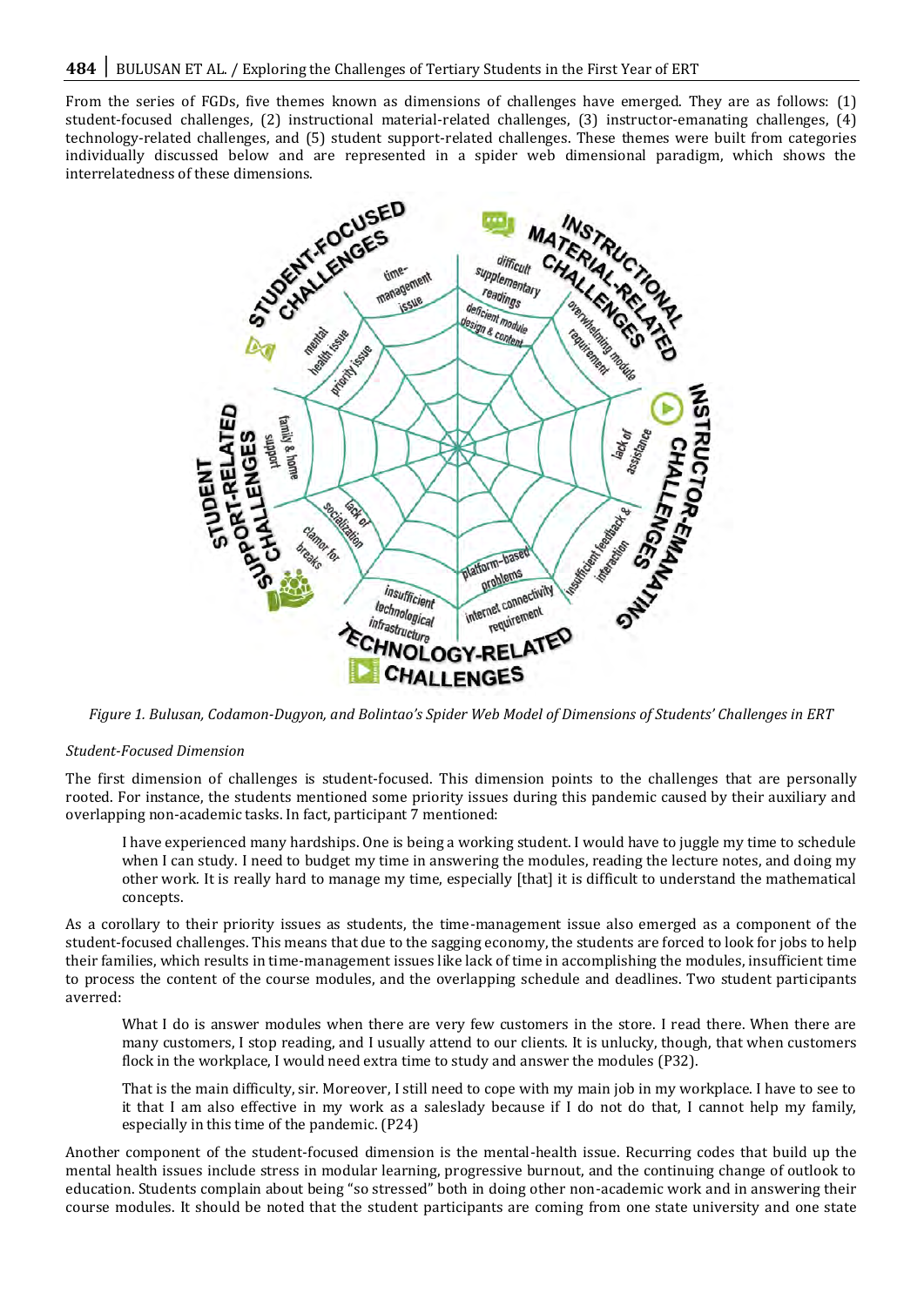From the series of FGDs, five themes known as dimensions of challenges have emerged. They are as follows: (1) student-focused challenges, (2) instructional material-related challenges, (3) instructor-emanating challenges, (4) technology-related challenges, and (5) student support-related challenges. These themes were built from categories individually discussed below and are represented in a spider web dimensional paradigm, which shows the interrelatedness of these dimensions.

*Figure 1. Bulusan, Codamon-Dugyon, and Bolintao's Spider Web Model of Dimensions of Students' Challenges in ERT*

*Student-Focused Dimension*

The first dimension of challenges is student-focused. This dimension points to the challenges that are personally rooted. For instance, the students mentioned some priority issues during this pandemic caused by their auxiliary and overlapping non-academic tasks. In fact, participant 7 mentioned:

> I have experienced many hardships. One is being a working student. I would have to juggle my time to schedule when I can study. I need to budget my time in answering the modules, reading the lecture notes, and doing my other work. It is really hard to manage my time, especially [that] it is difficult to understand the mathematical concepts.

As a corollary to their priority issues as students, the time-management issue also emerged as a component of the student-focused challenges. This means that due to the sagging economy, the students are forced to look for jobs to help their families, which results in time-management issues like lack of time in accomplishing the modules, insufficient time to process the content of the course modules, and the overlapping schedule and deadlines. Two student participants averred:

> What I do is answer modules when there are very few customers in the store. I read there. When there are many customers, I stop reading, and I usually attend to our clients. It is unlucky, though, that when customers flock in the workplace, I would need extra time to study and answer the modules (P32).

> That is the main difficulty, sir. Moreover, I still need to cope with my main job in my workplace. I have to see to it that I am also effective in my work as a saleslady because if I do not do that, I cannot help my family, especially in this time of the pandemic. (P24)

Another component of the student-focused dimension is the mental-health issue. Recurring codes that build up the mental health issues include stress in modular learning, progressive burnout, and the continuing change of outlook to education. Students complain about being "so stressed" both in doing other non-academic work and in answering their course modules. It should be noted that the student participants are coming from one state university and one state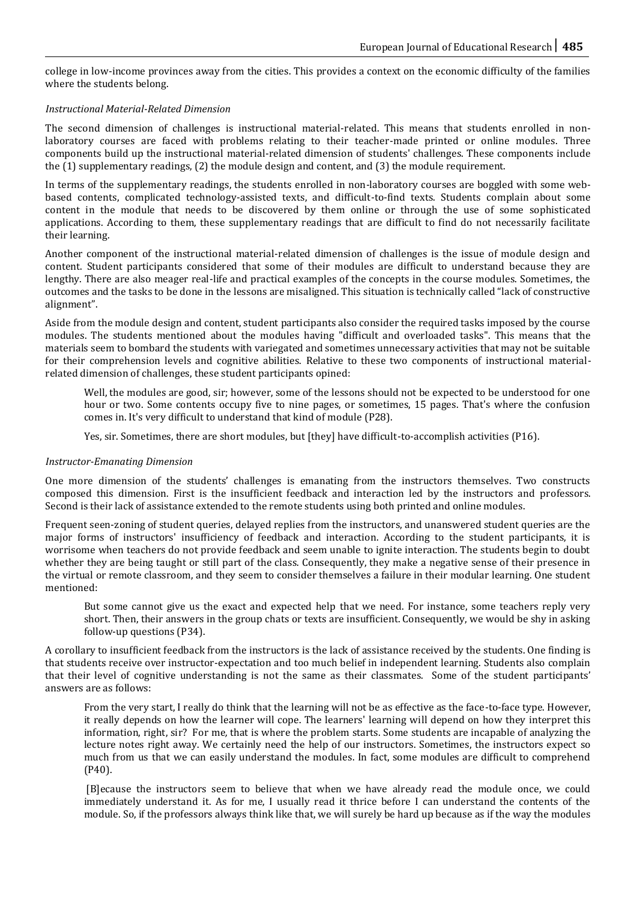college in low-income provinces away from the cities. This provides a context on the economic difficulty of the families where the students belong.

*Instructional Material-Related Dimension*

The second dimension of challenges is instructional material-related. This means that students enrolled in non-laboratory courses are faced with problems relating to their teacher-made printed or online modules. Three components build up the instructional material-related dimension of students' challenges. These components include the (1) supplementary readings, (2) the module design and content, and (3) the module requirement.

In terms of the supplementary readings, the students enrolled in non-laboratory courses are boggled with some web-based contents, complicated technology-assisted texts, and difficult-to-find texts. Students complain about some content in the module that needs to be discovered by them online or through the use of some sophisticated applications. According to them, these supplementary readings that are difficult to find do not necessarily facilitate their learning.

Another component of the instructional material-related dimension of challenges is the issue of module design and content. Student participants considered that some of their modules are difficult to understand because they are lengthy. There are also meager real-life and practical examples of the concepts in the course modules. Sometimes, the outcomes and the tasks to be done in the lessons are misaligned. This situation is technically called "lack of constructive alignment".

Aside from the module design and content, student participants also consider the required tasks imposed by the course modules. The students mentioned about the modules having "difficult and overloaded tasks". This means that the materials seem to bombard the students with variegated and sometimes unnecessary activities that may not be suitable for their comprehension levels and cognitive abilities. Relative to these two components of instructional material-related dimension of challenges, these student participants opined:

> Well, the modules are good, sir; however, some of the lessons should not be expected to be understood for one hour or two. Some contents occupy five to nine pages, or sometimes, 15 pages. That's where the confusion comes in. It's very difficult to understand that kind of module (P28).
>
> Yes, sir. Sometimes, there are short modules, but [they] have difficult-to-accomplish activities (P16).

*Instructor-Emanating Dimension*

One more dimension of the students' challenges is emanating from the instructors themselves. Two constructs composed this dimension. First is the insufficient feedback and interaction led by the instructors and professors. Second is their lack of assistance extended to the remote students using both printed and online modules.

Frequent seen-zoning of student queries, delayed replies from the instructors, and unanswered student queries are the major forms of instructors' insufficiency of feedback and interaction. According to the student participants, it is worrisome when teachers do not provide feedback and seem unable to ignite interaction. The students begin to doubt whether they are being taught or still part of the class. Consequently, they make a negative sense of their presence in the virtual or remote classroom, and they seem to consider themselves a failure in their modular learning. One student mentioned:

> But some cannot give us the exact and expected help that we need. For instance, some teachers reply very short. Then, their answers in the group chats or texts are insufficient. Consequently, we would be shy in asking follow-up questions (P34).

A corollary to insufficient feedback from the instructors is the lack of assistance received by the students. One finding is that students receive over instructor-expectation and too much belief in independent learning. Students also complain that their level of cognitive understanding is not the same as their classmates. Some of the student participants' answers are as follows:

> From the very start, I really do think that the learning will not be as effective as the face-to-face type. However, it really depends on how the learner will cope. The learners' learning will depend on how they interpret this information, right, sir? For me, that is where the problem starts. Some students are incapable of analyzing the lecture notes right away. We certainly need the help of our instructors. Sometimes, the instructors expect so much from us that we can easily understand the modules. In fact, some modules are difficult to comprehend (P40).
>
> [B]ecause the instructors seem to believe that when we have already read the module once, we could immediately understand it. As for me, I usually read it thrice before I can understand the contents of the module. So, if the professors always think like that, we will surely be hard up because as if the way the modules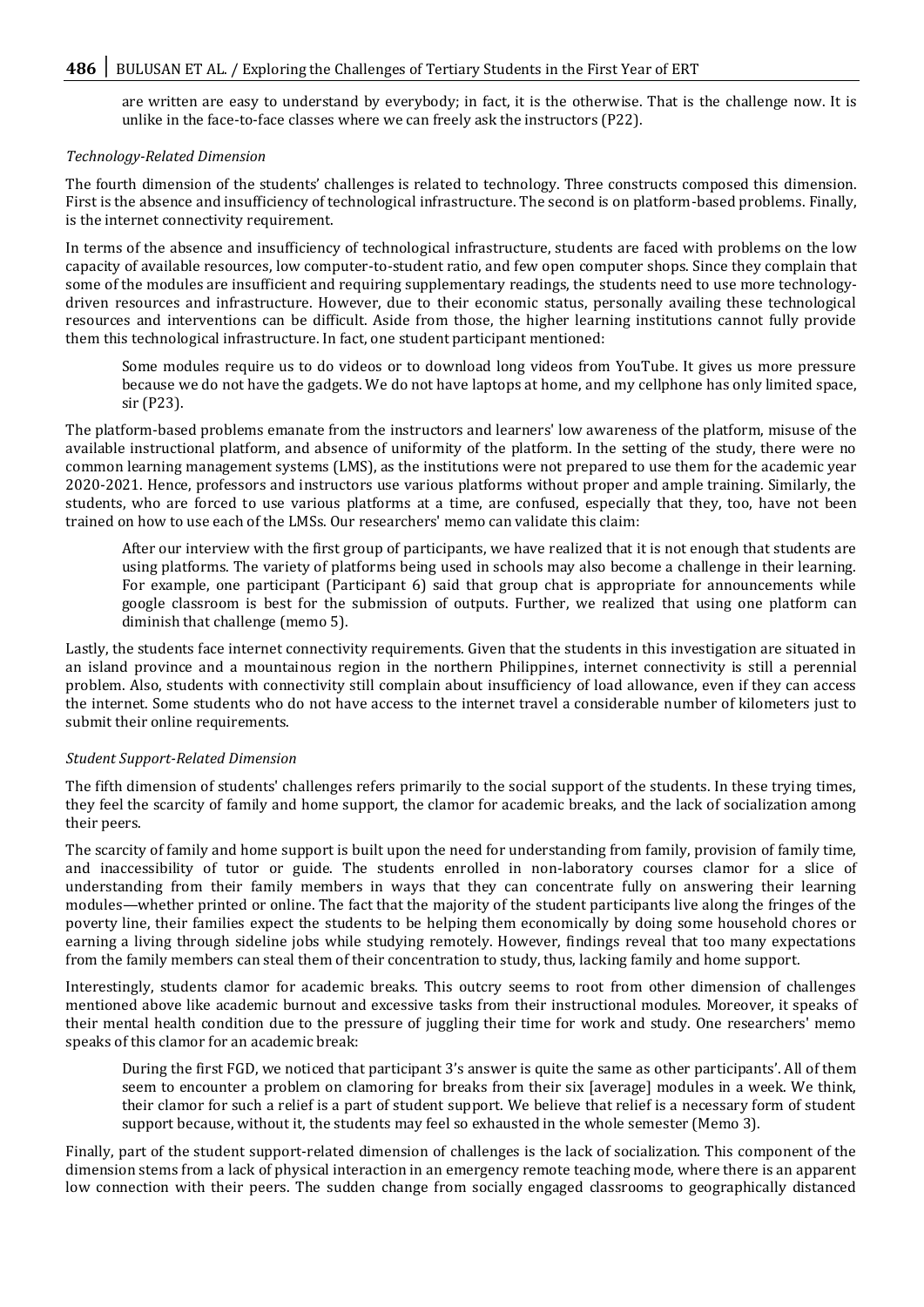are written are easy to understand by everybody; in fact, it is the otherwise. That is the challenge now. It is unlike in the face-to-face classes where we can freely ask the instructors (P22).

*Technology-Related Dimension*

The fourth dimension of the students' challenges is related to technology. Three constructs composed this dimension. First is the absence and insufficiency of technological infrastructure. The second is on platform-based problems. Finally, is the internet connectivity requirement.

In terms of the absence and insufficiency of technological infrastructure, students are faced with problems on the low capacity of available resources, low computer-to-student ratio, and few open computer shops. Since they complain that some of the modules are insufficient and requiring supplementary readings, the students need to use more technology-driven resources and infrastructure. However, due to their economic status, personally availing these technological resources and interventions can be difficult. Aside from those, the higher learning institutions cannot fully provide them this technological infrastructure. In fact, one student participant mentioned:

> Some modules require us to do videos or to download long videos from YouTube. It gives us more pressure because we do not have the gadgets. We do not have laptops at home, and my cellphone has only limited space, sir (P23).

The platform-based problems emanate from the instructors and learners' low awareness of the platform, misuse of the available instructional platform, and absence of uniformity of the platform. In the setting of the study, there were no common learning management systems (LMS), as the institutions were not prepared to use them for the academic year 2020-2021. Hence, professors and instructors use various platforms without proper and ample training. Similarly, the students, who are forced to use various platforms at a time, are confused, especially that they, too, have not been trained on how to use each of the LMSs. Our researchers' memo can validate this claim:

> After our interview with the first group of participants, we have realized that it is not enough that students are using platforms. The variety of platforms being used in schools may also become a challenge in their learning. For example, one participant (Participant 6) said that group chat is appropriate for announcements while google classroom is best for the submission of outputs. Further, we realized that using one platform can diminish that challenge (memo 5).

Lastly, the students face internet connectivity requirements. Given that the students in this investigation are situated in an island province and a mountainous region in the northern Philippines, internet connectivity is still a perennial problem. Also, students with connectivity still complain about insufficiency of load allowance, even if they can access the internet. Some students who do not have access to the internet travel a considerable number of kilometers just to submit their online requirements.

*Student Support-Related Dimension*

The fifth dimension of students' challenges refers primarily to the social support of the students. In these trying times, they feel the scarcity of family and home support, the clamor for academic breaks, and the lack of socialization among their peers.

The scarcity of family and home support is built upon the need for understanding from family, provision of family time, and inaccessibility of tutor or guide. The students enrolled in non-laboratory courses clamor for a slice of understanding from their family members in ways that they can concentrate fully on answering their learning modules—whether printed or online. The fact that the majority of the student participants live along the fringes of the poverty line, their families expect the students to be helping them economically by doing some household chores or earning a living through sideline jobs while studying remotely. However, findings reveal that too many expectations from the family members can steal them of their concentration to study, thus, lacking family and home support.

Interestingly, students clamor for academic breaks. This outcry seems to root from other dimension of challenges mentioned above like academic burnout and excessive tasks from their instructional modules. Moreover, it speaks of their mental health condition due to the pressure of juggling their time for work and study. One researchers' memo speaks of this clamor for an academic break:

> During the first FGD, we noticed that participant 3's answer is quite the same as other participants'. All of them seem to encounter a problem on clamoring for breaks from their six [average] modules in a week. We think, their clamor for such a relief is a part of student support. We believe that relief is a necessary form of student support because, without it, the students may feel so exhausted in the whole semester (Memo 3).

Finally, part of the student support-related dimension of challenges is the lack of socialization. This component of the dimension stems from a lack of physical interaction in an emergency remote teaching mode, where there is an apparent low connection with their peers. The sudden change from socially engaged classrooms to geographically distanced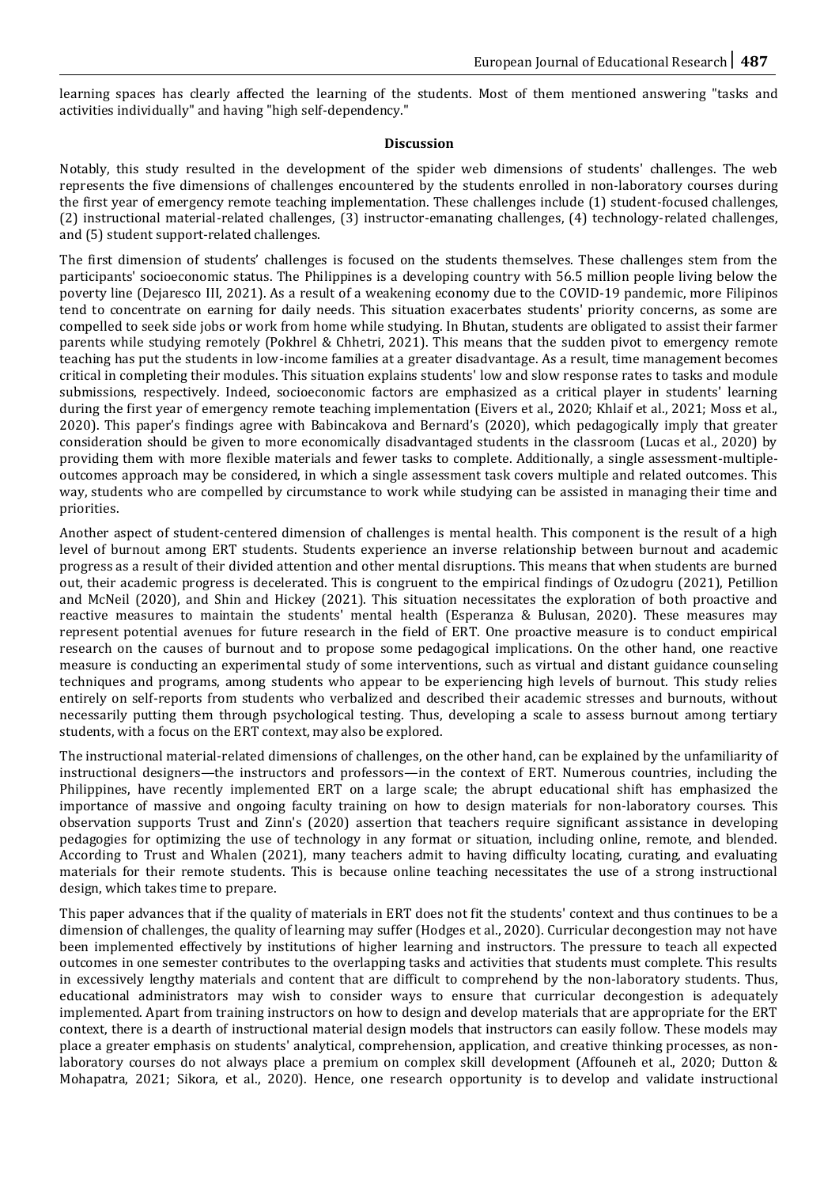learning spaces has clearly affected the learning of the students. Most of them mentioned answering "tasks and activities individually" and having "high self-dependency."

## Discussion

Notably, this study resulted in the development of the spider web dimensions of students' challenges. The web represents the five dimensions of challenges encountered by the students enrolled in non-laboratory courses during the first year of emergency remote teaching implementation. These challenges include (1) student-focused challenges, (2) instructional material-related challenges, (3) instructor-emanating challenges, (4) technology-related challenges, and (5) student support-related challenges.

The first dimension of students' challenges is focused on the students themselves. These challenges stem from the participants' socioeconomic status. The Philippines is a developing country with 56.5 million people living below the poverty line (Dejaresco III, 2021). As a result of a weakening economy due to the COVID-19 pandemic, more Filipinos tend to concentrate on earning for daily needs. This situation exacerbates students' priority concerns, as some are compelled to seek side jobs or work from home while studying. In Bhutan, students are obligated to assist their farmer parents while studying remotely (Pokhrel & Chhetri, 2021). This means that the sudden pivot to emergency remote teaching has put the students in low-income families at a greater disadvantage. As a result, time management becomes critical in completing their modules. This situation explains students' low and slow response rates to tasks and module submissions, respectively. Indeed, socioeconomic factors are emphasized as a critical player in students' learning during the first year of emergency remote teaching implementation (Eivers et al., 2020; Khlaif et al., 2021; Moss et al., 2020). This paper's findings agree with Babincakova and Bernard's (2020), which pedagogically imply that greater consideration should be given to more economically disadvantaged students in the classroom (Lucas et al., 2020) by providing them with more flexible materials and fewer tasks to complete. Additionally, a single assessment-multiple-outcomes approach may be considered, in which a single assessment task covers multiple and related outcomes. This way, students who are compelled by circumstance to work while studying can be assisted in managing their time and priorities.

Another aspect of student-centered dimension of challenges is mental health. This component is the result of a high level of burnout among ERT students. Students experience an inverse relationship between burnout and academic progress as a result of their divided attention and other mental disruptions. This means that when students are burned out, their academic progress is decelerated. This is congruent to the empirical findings of Ozudogru (2021), Petillion and McNeil (2020), and Shin and Hickey (2021). This situation necessitates the exploration of both proactive and reactive measures to maintain the students' mental health (Esperanza & Bulusan, 2020). These measures may represent potential avenues for future research in the field of ERT. One proactive measure is to conduct empirical research on the causes of burnout and to propose some pedagogical implications. On the other hand, one reactive measure is conducting an experimental study of some interventions, such as virtual and distant guidance counseling techniques and programs, among students who appear to be experiencing high levels of burnout. This study relies entirely on self-reports from students who verbalized and described their academic stresses and burnouts, without necessarily putting them through psychological testing. Thus, developing a scale to assess burnout among tertiary students, with a focus on the ERT context, may also be explored.

The instructional material-related dimensions of challenges, on the other hand, can be explained by the unfamiliarity of instructional designers—the instructors and professors—in the context of ERT. Numerous countries, including the Philippines, have recently implemented ERT on a large scale; the abrupt educational shift has emphasized the importance of massive and ongoing faculty training on how to design materials for non-laboratory courses. This observation supports Trust and Zinn's (2020) assertion that teachers require significant assistance in developing pedagogies for optimizing the use of technology in any format or situation, including online, remote, and blended. According to Trust and Whalen (2021), many teachers admit to having difficulty locating, curating, and evaluating materials for their remote students. This is because online teaching necessitates the use of a strong instructional design, which takes time to prepare.

This paper advances that if the quality of materials in ERT does not fit the students' context and thus continues to be a dimension of challenges, the quality of learning may suffer (Hodges et al., 2020). Curricular decongestion may not have been implemented effectively by institutions of higher learning and instructors. The pressure to teach all expected outcomes in one semester contributes to the overlapping tasks and activities that students must complete. This results in excessively lengthy materials and content that are difficult to comprehend by the non-laboratory students. Thus, educational administrators may wish to consider ways to ensure that curricular decongestion is adequately implemented. Apart from training instructors on how to design and develop materials that are appropriate for the ERT context, there is a dearth of instructional material design models that instructors can easily follow. These models may place a greater emphasis on students' analytical, comprehension, application, and creative thinking processes, as non-laboratory courses do not always place a premium on complex skill development (Affouneh et al., 2020; Dutton & Mohapatra, 2021; Sikora, et al., 2020). Hence, one research opportunity is to develop and validate instructional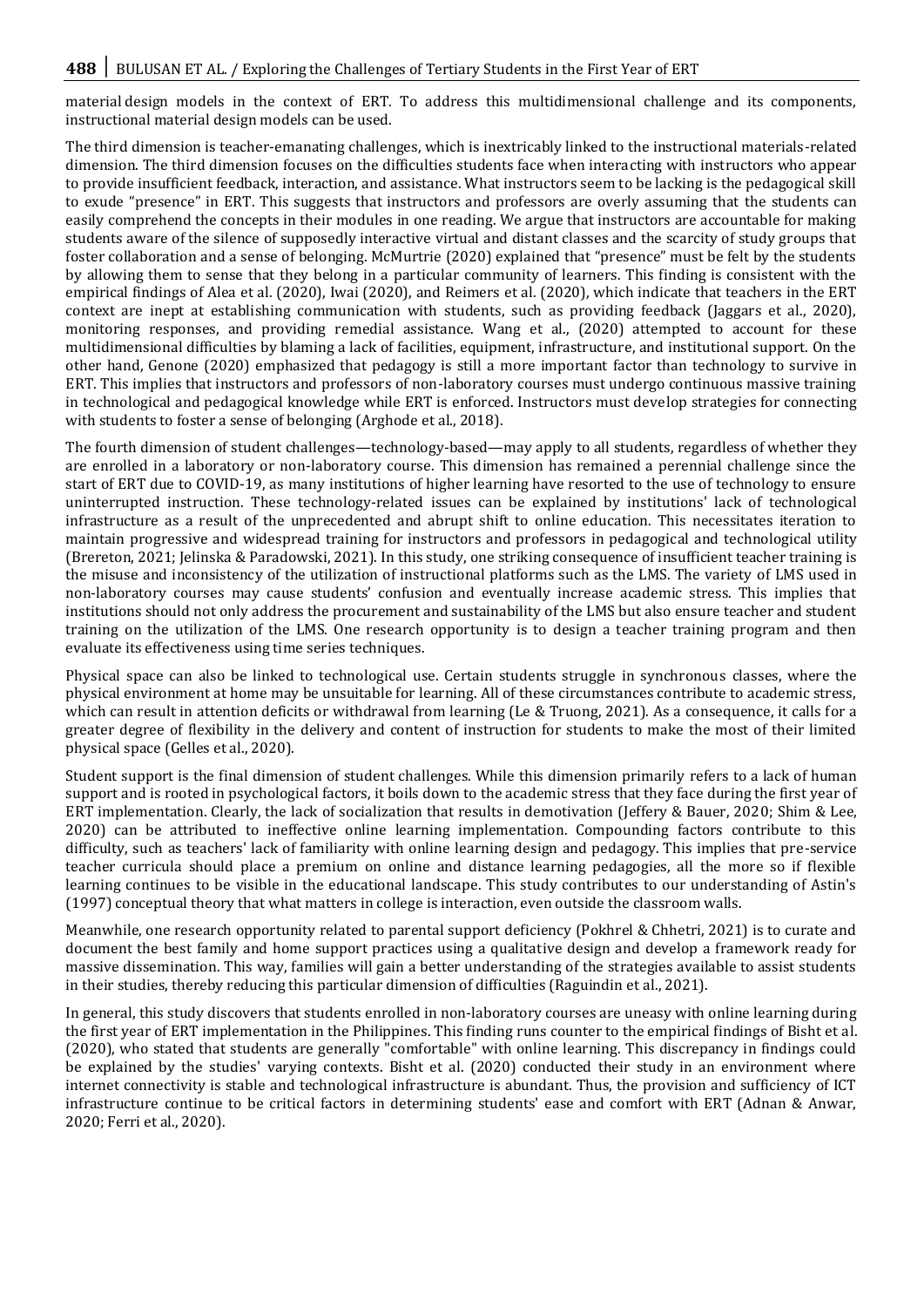material design models in the context of ERT. To address this multidimensional challenge and its components, instructional material design models can be used.

The third dimension is teacher-emanating challenges, which is inextricably linked to the instructional materials-related dimension. The third dimension focuses on the difficulties students face when interacting with instructors who appear to provide insufficient feedback, interaction, and assistance. What instructors seem to be lacking is the pedagogical skill to exude "presence" in ERT. This suggests that instructors and professors are overly assuming that the students can easily comprehend the concepts in their modules in one reading. We argue that instructors are accountable for making students aware of the silence of supposedly interactive virtual and distant classes and the scarcity of study groups that foster collaboration and a sense of belonging. McMurtrie (2020) explained that "presence" must be felt by the students by allowing them to sense that they belong in a particular community of learners. This finding is consistent with the empirical findings of Alea et al. (2020), Iwai (2020), and Reimers et al. (2020), which indicate that teachers in the ERT context are inept at establishing communication with students, such as providing feedback (Jaggars et al., 2020), monitoring responses, and providing remedial assistance. Wang et al., (2020) attempted to account for these multidimensional difficulties by blaming a lack of facilities, equipment, infrastructure, and institutional support. On the other hand, Genone (2020) emphasized that pedagogy is still a more important factor than technology to survive in ERT. This implies that instructors and professors of non-laboratory courses must undergo continuous massive training in technological and pedagogical knowledge while ERT is enforced. Instructors must develop strategies for connecting with students to foster a sense of belonging (Arghode et al., 2018).

The fourth dimension of student challenges—technology-based—may apply to all students, regardless of whether they are enrolled in a laboratory or non-laboratory course. This dimension has remained a perennial challenge since the start of ERT due to COVID-19, as many institutions of higher learning have resorted to the use of technology to ensure uninterrupted instruction. These technology-related issues can be explained by institutions' lack of technological infrastructure as a result of the unprecedented and abrupt shift to online education. This necessitates iteration to maintain progressive and widespread training for instructors and professors in pedagogical and technological utility (Brereton, 2021; Jelinska & Paradowski, 2021). In this study, one striking consequence of insufficient teacher training is the misuse and inconsistency of the utilization of instructional platforms such as the LMS. The variety of LMS used in non-laboratory courses may cause students' confusion and eventually increase academic stress. This implies that institutions should not only address the procurement and sustainability of the LMS but also ensure teacher and student training on the utilization of the LMS. One research opportunity is to design a teacher training program and then evaluate its effectiveness using time series techniques.

Physical space can also be linked to technological use. Certain students struggle in synchronous classes, where the physical environment at home may be unsuitable for learning. All of these circumstances contribute to academic stress, which can result in attention deficits or withdrawal from learning (Le & Truong, 2021). As a consequence, it calls for a greater degree of flexibility in the delivery and content of instruction for students to make the most of their limited physical space (Gelles et al., 2020).

Student support is the final dimension of student challenges. While this dimension primarily refers to a lack of human support and is rooted in psychological factors, it boils down to the academic stress that they face during the first year of ERT implementation. Clearly, the lack of socialization that results in demotivation (Jeffery & Bauer, 2020; Shim & Lee, 2020) can be attributed to ineffective online learning implementation. Compounding factors contribute to this difficulty, such as teachers' lack of familiarity with online learning design and pedagogy. This implies that pre-service teacher curricula should place a premium on online and distance learning pedagogies, all the more so if flexible learning continues to be visible in the educational landscape. This study contributes to our understanding of Astin's (1997) conceptual theory that what matters in college is interaction, even outside the classroom walls.

Meanwhile, one research opportunity related to parental support deficiency (Pokhrel & Chhetri, 2021) is to curate and document the best family and home support practices using a qualitative design and develop a framework ready for massive dissemination. This way, families will gain a better understanding of the strategies available to assist students in their studies, thereby reducing this particular dimension of difficulties (Raguindin et al., 2021).

In general, this study discovers that students enrolled in non-laboratory courses are uneasy with online learning during the first year of ERT implementation in the Philippines. This finding runs counter to the empirical findings of Bisht et al. (2020), who stated that students are generally "comfortable" with online learning. This discrepancy in findings could be explained by the studies' varying contexts. Bisht et al. (2020) conducted their study in an environment where internet connectivity is stable and technological infrastructure is abundant. Thus, the provision and sufficiency of ICT infrastructure continue to be critical factors in determining students' ease and comfort with ERT (Adnan & Anwar, 2020; Ferri et al., 2020).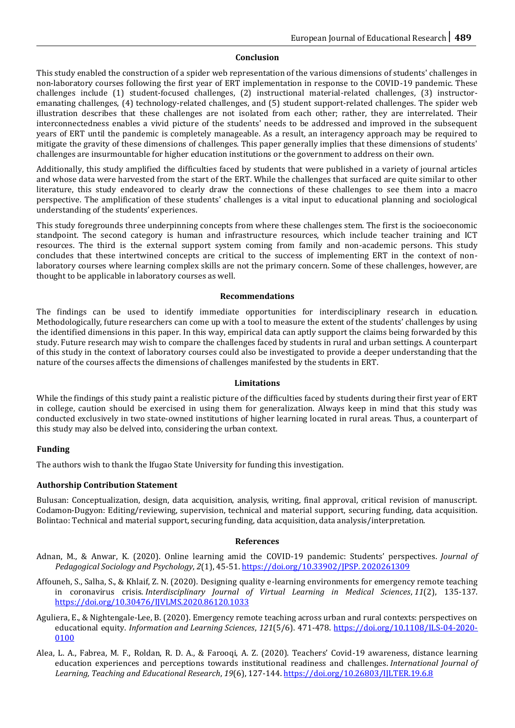## Conclusion

This study enabled the construction of a spider web representation of the various dimensions of students' challenges in non-laboratory courses following the first year of ERT implementation in response to the COVID-19 pandemic. These challenges include (1) student-focused challenges, (2) instructional material-related challenges, (3) instructor-emanating challenges, (4) technology-related challenges, and (5) student support-related challenges. The spider web illustration describes that these challenges are not isolated from each other; rather, they are interrelated. Their interconnectedness enables a vivid picture of the students' needs to be addressed and improved in the subsequent years of ERT until the pandemic is completely manageable. As a result, an interagency approach may be required to mitigate the gravity of these dimensions of challenges. This paper generally implies that these dimensions of students' challenges are insurmountable for higher education institutions or the government to address on their own.

Additionally, this study amplified the difficulties faced by students that were published in a variety of journal articles and whose data were harvested from the start of the ERT. While the challenges that surfaced are quite similar to other literature, this study endeavored to clearly draw the connections of these challenges to see them into a macro perspective. The amplification of these students' challenges is a vital input to educational planning and sociological understanding of the students' experiences.

This study foregrounds three underpinning concepts from where these challenges stem. The first is the socioeconomic standpoint. The second category is human and infrastructure resources, which include teacher training and ICT resources. The third is the external support system coming from family and non-academic persons. This study concludes that these intertwined concepts are critical to the success of implementing ERT in the context of non-laboratory courses where learning complex skills are not the primary concern. Some of these challenges, however, are thought to be applicable in laboratory courses as well.

## Recommendations

The findings can be used to identify immediate opportunities for interdisciplinary research in education. Methodologically, future researchers can come up with a tool to measure the extent of the students' challenges by using the identified dimensions in this paper. In this way, empirical data can aptly support the claims being forwarded by this study. Future research may wish to compare the challenges faced by students in rural and urban settings. A counterpart of this study in the context of laboratory courses could also be investigated to provide a deeper understanding that the nature of the courses affects the dimensions of challenges manifested by the students in ERT.

## Limitations

While the findings of this study paint a realistic picture of the difficulties faced by students during their first year of ERT in college, caution should be exercised in using them for generalization. Always keep in mind that this study was conducted exclusively in two state-owned institutions of higher learning located in rural areas. Thus, a counterpart of this study may also be delved into, considering the urban context.

### Funding

The authors wish to thank the Ifugao State University for funding this investigation.

### Authorship Contribution Statement

Bulusan: Conceptualization, design, data acquisition, analysis, writing, final approval, critical revision of manuscript. Codamon-Dugyon: Editing/reviewing, supervision, technical and material support, securing funding, data acquisition. Bolintao: Technical and material support, securing funding, data acquisition, data analysis/interpretation.

## References

Adnan, M., & Anwar, K. (2020). Online learning amid the COVID-19 pandemic: Students' perspectives. *Journal of Pedagogical Sociology and Psychology*, *2*(1), 45-51. https://doi.org/10.33902/JPSP. 2020261309

Affouneh, S., Salha, S., & Khlaif, Z. N. (2020). Designing quality e-learning environments for emergency remote teaching in coronavirus crisis. *Interdisciplinary Journal of Virtual Learning in Medical Sciences*, *11*(2), 135-137. https://doi.org/10.30476/IJVLMS.2020.86120.1033

Aguliera, E., & Nightengale-Lee, B. (2020). Emergency remote teaching across urban and rural contexts: perspectives on educational equity. *Information and Learning Sciences*, *121*(5/6). 471-478. https://doi.org/10.1108/ILS-04-2020-0100

Alea, L. A., Fabrea, M. F., Roldan, R. D. A., & Farooqi, A. Z. (2020). Teachers' Covid-19 awareness, distance learning education experiences and perceptions towards institutional readiness and challenges. *International Journal of Learning, Teaching and Educational Research*, *19*(6), 127-144. https://doi.org/10.26803/IJLTER.19.6.8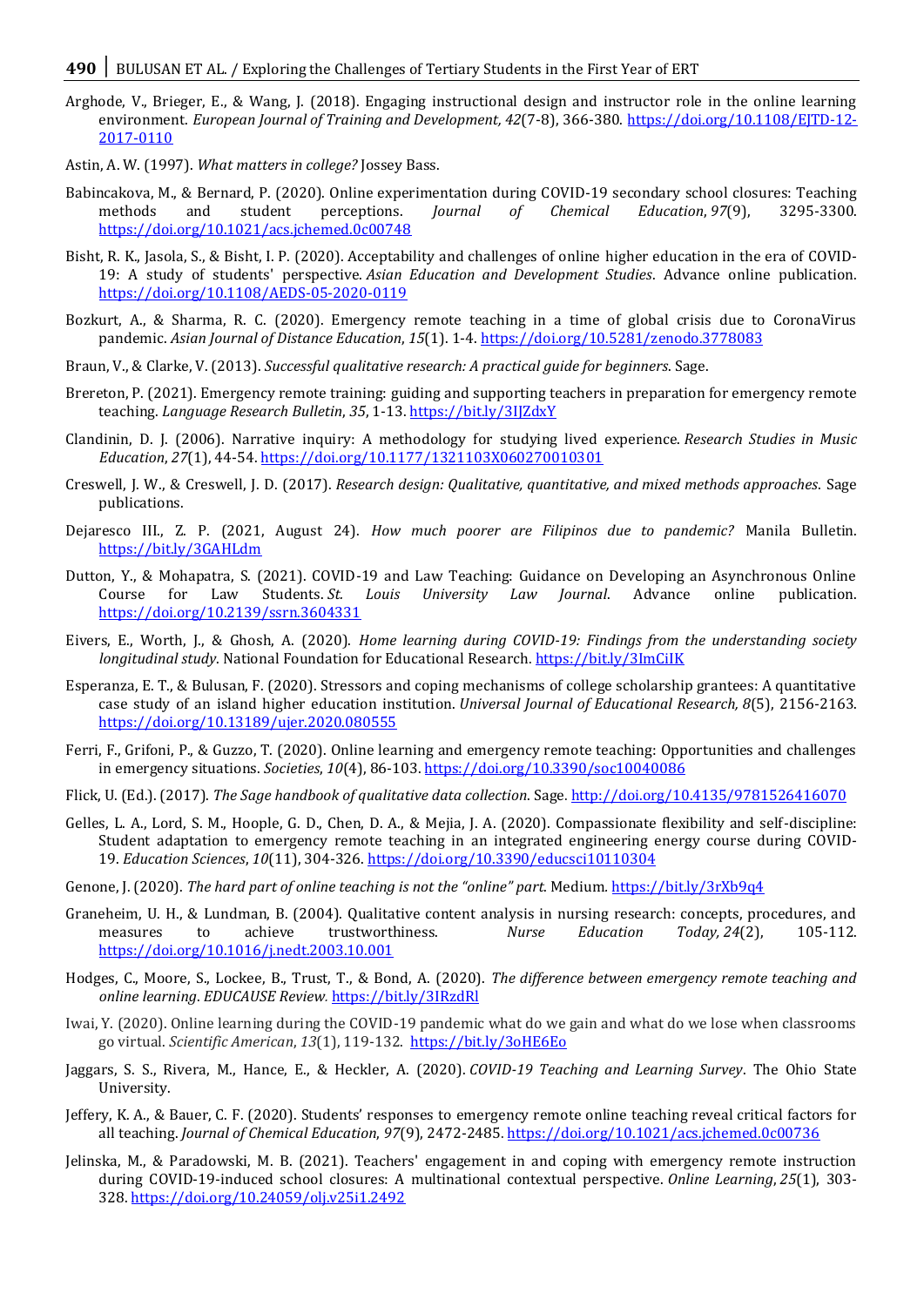Arghode, V., Brieger, E., & Wang, J. (2018). Engaging instructional design and instructor role in the online learning environment. *European Journal of Training and Development, 42*(7-8), 366-380. https://doi.org/10.1108/EJTD-12-2017-0110

Astin, A. W. (1997). *What matters in college?* Jossey Bass.

Babincakova, M., & Bernard, P. (2020). Online experimentation during COVID-19 secondary school closures: Teaching methods and student perceptions. *Journal of Chemical Education*, *97*(9), 3295-3300. https://doi.org/10.1021/acs.jchemed.0c00748

Bisht, R. K., Jasola, S., & Bisht, I. P. (2020). Acceptability and challenges of online higher education in the era of COVID-19: A study of students' perspective. *Asian Education and Development Studies*. Advance online publication. https://doi.org/10.1108/AEDS-05-2020-0119

Bozkurt, A., & Sharma, R. C. (2020). Emergency remote teaching in a time of global crisis due to CoronaVirus pandemic. *Asian Journal of Distance Education*, *15*(1). 1-4. https://doi.org/10.5281/zenodo.3778083

Braun, V., & Clarke, V. (2013). *Successful qualitative research: A practical guide for beginners*. Sage.

Brereton, P. (2021). Emergency remote training: guiding and supporting teachers in preparation for emergency remote teaching. *Language Research Bulletin*, *35*, 1-13. https://bit.ly/3IJZdxY

Clandinin, D. J. (2006). Narrative inquiry: A methodology for studying lived experience. *Research Studies in Music Education*, *27*(1), 44-54. https://doi.org/10.1177/1321103X060270010301

Creswell, J. W., & Creswell, J. D. (2017). *Research design: Qualitative, quantitative, and mixed methods approaches*. Sage publications.

Dejaresco III., Z. P. (2021, August 24). *How much poorer are Filipinos due to pandemic?* Manila Bulletin. https://bit.ly/3GAHLdm

Dutton, Y., & Mohapatra, S. (2021). COVID-19 and Law Teaching: Guidance on Developing an Asynchronous Online Course for Law Students. *St. Louis University Law Journal*. Advance online publication. https://doi.org/10.2139/ssrn.3604331

Eivers, E., Worth, J., & Ghosh, A. (2020). *Home learning during COVID-19: Findings from the understanding society longitudinal study*. National Foundation for Educational Research. https://bit.ly/3ImCiIK

Esperanza, E. T., & Bulusan, F. (2020). Stressors and coping mechanisms of college scholarship grantees: A quantitative case study of an island higher education institution. *Universal Journal of Educational Research, 8*(5), 2156-2163. https://doi.org/10.13189/ujer.2020.080555

Ferri, F., Grifoni, P., & Guzzo, T. (2020). Online learning and emergency remote teaching: Opportunities and challenges in emergency situations. *Societies*, *10*(4), 86-103. https://doi.org/10.3390/soc10040086

Flick, U. (Ed.). (2017). *The Sage handbook of qualitative data collection*. Sage. http://doi.org/10.4135/9781526416070

Gelles, L. A., Lord, S. M., Hoople, G. D., Chen, D. A., & Mejia, J. A. (2020). Compassionate flexibility and self-discipline: Student adaptation to emergency remote teaching in an integrated engineering energy course during COVID-19. *Education Sciences*, *10*(11), 304-326. https://doi.org/10.3390/educsci10110304

Genone, J. (2020). *The hard part of online teaching is not the "online" part*. Medium. https://bit.ly/3rXb9q4

Graneheim, U. H., & Lundman, B. (2004). Qualitative content analysis in nursing research: concepts, procedures, and measures to achieve trustworthiness. *Nurse Education Today, 24*(2), 105-112. https://doi.org/10.1016/j.nedt.2003.10.001

Hodges, C., Moore, S., Lockee, B., Trust, T., & Bond, A. (2020). *The difference between emergency remote teaching and online learning*. *EDUCAUSE Review.* https://bit.ly/3IRzdRl

Iwai, Y. (2020). Online learning during the COVID-19 pandemic what do we gain and what do we lose when classrooms go virtual. *Scientific American*, *13*(1), 119-132. https://bit.ly/3oHE6Eo

Jaggars, S. S., Rivera, M., Hance, E., & Heckler, A. (2020). *COVID-19 Teaching and Learning Survey*. The Ohio State University.

Jeffery, K. A., & Bauer, C. F. (2020). Students' responses to emergency remote online teaching reveal critical factors for all teaching. *Journal of Chemical Education*, *97*(9), 2472-2485. https://doi.org/10.1021/acs.jchemed.0c00736

Jelinska, M., & Paradowski, M. B. (2021). Teachers' engagement in and coping with emergency remote instruction during COVID-19-induced school closures: A multinational contextual perspective. *Online Learning*, *25*(1), 303-328. https://doi.org/10.24059/olj.v25i1.2492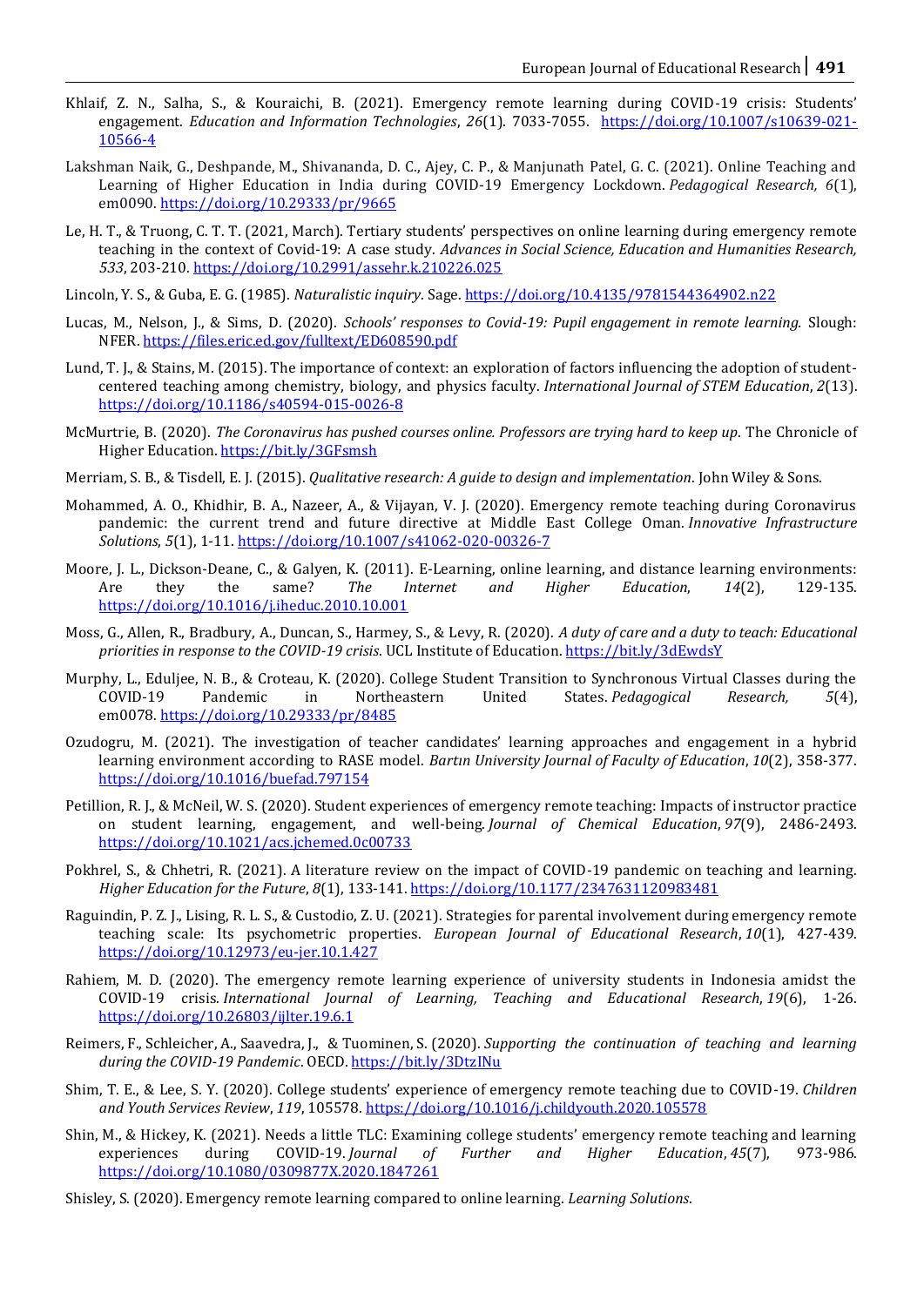Khlaif, Z. N., Salha, S., & Kouraichi, B. (2021). Emergency remote learning during COVID-19 crisis: Students' engagement. *Education and Information Technologies*, *26*(1). 7033-7055. https://doi.org/10.1007/s10639-021-10566-4

Lakshman Naik, G., Deshpande, M., Shivananda, D. C., Ajey, C. P., & Manjunath Patel, G. C. (2021). Online Teaching and Learning of Higher Education in India during COVID-19 Emergency Lockdown. *Pedagogical Research, 6*(1), em0090. https://doi.org/10.29333/pr/9665

Le, H. T., & Truong, C. T. T. (2021, March). Tertiary students' perspectives on online learning during emergency remote teaching in the context of Covid-19: A case study. *Advances in Social Science, Education and Humanities Research, 533*, 203-210. https://doi.org/10.2991/assehr.k.210226.025

Lincoln, Y. S., & Guba, E. G. (1985). *Naturalistic inquiry*. Sage. https://doi.org/10.4135/9781544364902.n22

Lucas, M., Nelson, J., & Sims, D. (2020). *Schools' responses to Covid-19: Pupil engagement in remote learning.* Slough: NFER. https://files.eric.ed.gov/fulltext/ED608590.pdf

Lund, T. J., & Stains, M. (2015). The importance of context: an exploration of factors influencing the adoption of student-centered teaching among chemistry, biology, and physics faculty. *International Journal of STEM Education*, *2*(13). https://doi.org/10.1186/s40594-015-0026-8

McMurtrie, B. (2020). *The Coronavirus has pushed courses online. Professors are trying hard to keep up*. The Chronicle of Higher Education. https://bit.ly/3GFsmsh

Merriam, S. B., & Tisdell, E. J. (2015). *Qualitative research: A guide to design and implementation*. John Wiley & Sons.

Mohammed, A. O., Khidhir, B. A., Nazeer, A., & Vijayan, V. J. (2020). Emergency remote teaching during Coronavirus pandemic: the current trend and future directive at Middle East College Oman. *Innovative Infrastructure Solutions*, *5*(1), 1-11. https://doi.org/10.1007/s41062-020-00326-7

Moore, J. L., Dickson-Deane, C., & Galyen, K. (2011). E-Learning, online learning, and distance learning environments: Are they the same? *The Internet and Higher Education*, *14*(2), 129-135. https://doi.org/10.1016/j.iheduc.2010.10.001

Moss, G., Allen, R., Bradbury, A., Duncan, S., Harmey, S., & Levy, R. (2020). *A duty of care and a duty to teach: Educational priorities in response to the COVID-19 crisis*. UCL Institute of Education. https://bit.ly/3dEwdsY

Murphy, L., Eduljee, N. B., & Croteau, K. (2020). College Student Transition to Synchronous Virtual Classes during the COVID-19 Pandemic in Northeastern United States. *Pedagogical Research, 5*(4), em0078. https://doi.org/10.29333/pr/8485

Ozudogru, M. (2021). The investigation of teacher candidates' learning approaches and engagement in a hybrid learning environment according to RASE model. *Bartın University Journal of Faculty of Education*, *10*(2), 358-377. https://doi.org/10.1016/buefad.797154

Petillion, R. J., & McNeil, W. S. (2020). Student experiences of emergency remote teaching: Impacts of instructor practice on student learning, engagement, and well-being. *Journal of Chemical Education*, *97*(9), 2486-2493. https://doi.org/10.1021/acs.jchemed.0c00733

Pokhrel, S., & Chhetri, R. (2021). A literature review on the impact of COVID-19 pandemic on teaching and learning. *Higher Education for the Future*, *8*(1), 133-141. https://doi.org/10.1177/2347631120983481

Raguindin, P. Z. J., Lising, R. L. S., & Custodio, Z. U. (2021). Strategies for parental involvement during emergency remote teaching scale: Its psychometric properties. *European Journal of Educational Research*, *10*(1), 427-439. https://doi.org/10.12973/eu-jer.10.1.427

Rahiem, M. D. (2020). The emergency remote learning experience of university students in Indonesia amidst the COVID-19 crisis. *International Journal of Learning, Teaching and Educational Research*, *19*(6), 1-26. https://doi.org/10.26803/ijlter.19.6.1

Reimers, F., Schleicher, A., Saavedra, J., & Tuominen, S. (2020). *Supporting the continuation of teaching and learning during the COVID-19 Pandemic*. OECD. https://bit.ly/3DtzINu

Shim, T. E., & Lee, S. Y. (2020). College students' experience of emergency remote teaching due to COVID-19. *Children and Youth Services Review*, *119*, 105578. https://doi.org/10.1016/j.childyouth.2020.105578

Shin, M., & Hickey, K. (2021). Needs a little TLC: Examining college students' emergency remote teaching and learning experiences during COVID-19. *Journal of Further and Higher Education*, *45*(7), 973-986. https://doi.org/10.1080/0309877X.2020.1847261

Shisley, S. (2020). Emergency remote learning compared to online learning. *Learning Solutions*.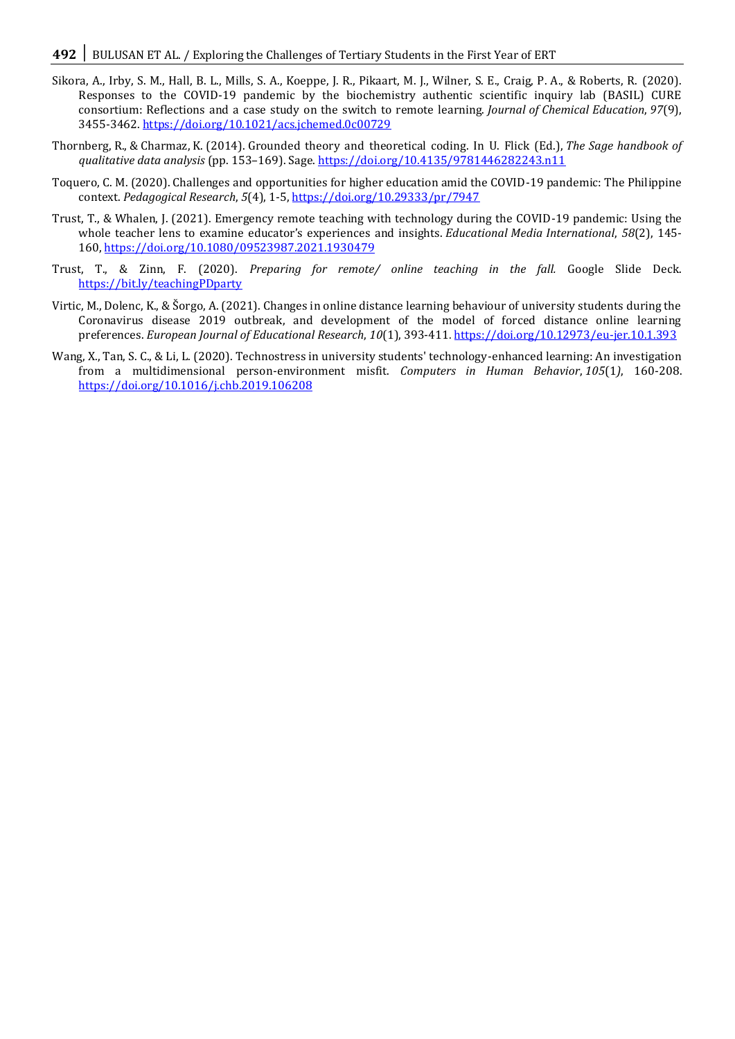Sikora, A., Irby, S. M., Hall, B. L., Mills, S. A., Koeppe, J. R., Pikaart, M. J., Wilner, S. E., Craig, P. A., & Roberts, R. (2020). Responses to the COVID-19 pandemic by the biochemistry authentic scientific inquiry lab (BASIL) CURE consortium: Reflections and a case study on the switch to remote learning. *Journal of Chemical Education*, *97*(9), 3455-3462. https://doi.org/10.1021/acs.jchemed.0c00729

Thornberg, R., & Charmaz, K. (2014). Grounded theory and theoretical coding. In U. Flick (Ed.), *The Sage handbook of qualitative data analysis* (pp. 153–169). Sage. https://doi.org/10.4135/9781446282243.n11

Toquero, C. M. (2020). Challenges and opportunities for higher education amid the COVID-19 pandemic: The Philippine context. *Pedagogical Research*, *5*(4), 1-5, https://doi.org/10.29333/pr/7947

Trust, T., & Whalen, J. (2021). Emergency remote teaching with technology during the COVID-19 pandemic: Using the whole teacher lens to examine educator's experiences and insights. *Educational Media International*, *58*(2), 145-160, https://doi.org/10.1080/09523987.2021.1930479

Trust, T., & Zinn, F. (2020). *Preparing for remote/ online teaching in the fall.* Google Slide Deck. https://bit.ly/teachingPDparty

Virtic, M., Dolenc, K., & Šorgo, A. (2021). Changes in online distance learning behaviour of university students during the Coronavirus disease 2019 outbreak, and development of the model of forced distance online learning preferences. *European Journal of Educational Research*, *10*(1), 393-411. https://doi.org/10.12973/eu-jer.10.1.393

Wang, X., Tan, S. C., & Li, L. (2020). Technostress in university students' technology-enhanced learning: An investigation from a multidimensional person-environment misfit. *Computers in Human Behavior*, *105*(1*)*, 160-208. https://doi.org/10.1016/j.chb.2019.106208